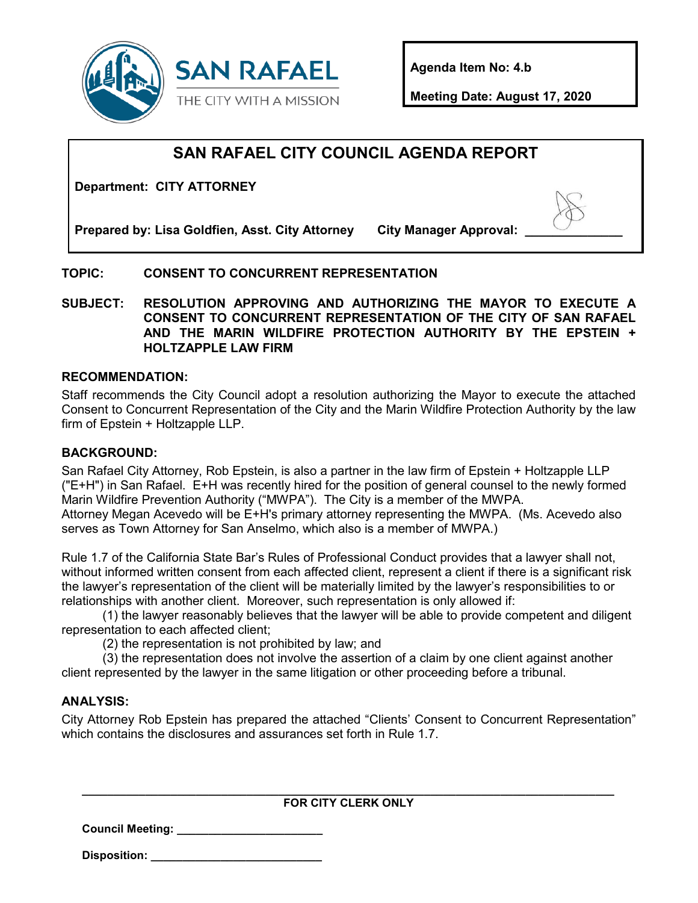SAN RAFAEL

THE CITY WITH A MISSION

**Agenda Item No: 4.b**

**Meeting Date: August 17, 2020**

# SAN RAFAEL CITY COUNCIL AGENDA REPORT

**Department: CITY ATTORNEY**

**Prepared by: Lisa Goldfien, Asst. City Attorney** **City Manager Approval: ______________**

**TOPIC:** **CONSENT TO CONCURRENT REPRESENTATION**

**SUBJECT:** **RESOLUTION APPROVING AND AUTHORIZING THE MAYOR TO EXECUTE A CONSENT TO CONCURRENT REPRESENTATION OF THE CITY OF SAN RAFAEL AND THE MARIN WILDFIRE PROTECTION AUTHORITY BY THE EPSTEIN + HOLTZAPPLE LAW FIRM**

## RECOMMENDATION:

Staff recommends the City Council adopt a resolution authorizing the Mayor to execute the attached Consent to Concurrent Representation of the City and the Marin Wildfire Protection Authority by the law firm of Epstein + Holtzapple LLP.

## BACKGROUND:

San Rafael City Attorney, Rob Epstein, is also a partner in the law firm of Epstein + Holtzapple LLP ("E+H") in San Rafael. E+H was recently hired for the position of general counsel to the newly formed Marin Wildfire Prevention Authority ("MWPA"). The City is a member of the MWPA. Attorney Megan Acevedo will be E+H's primary attorney representing the MWPA. (Ms. Acevedo also serves as Town Attorney for San Anselmo, which also is a member of MWPA.)

Rule 1.7 of the California State Bar's Rules of Professional Conduct provides that a lawyer shall not, without informed written consent from each affected client, represent a client if there is a significant risk the lawyer's representation of the client will be materially limited by the lawyer's responsibilities to or relationships with another client. Moreover, such representation is only allowed if:

(1) the lawyer reasonably believes that the lawyer will be able to provide competent and diligent representation to each affected client;

(2) the representation is not prohibited by law; and

(3) the representation does not involve the assertion of a claim by one client against another client represented by the lawyer in the same litigation or other proceeding before a tribunal.

## ANALYSIS:

City Attorney Rob Epstein has prepared the attached "Clients' Consent to Concurrent Representation" which contains the disclosures and assurances set forth in Rule 1.7.

---

**FOR CITY CLERK ONLY**

**Council Meeting:** ______________________

**Disposition:** ___________________________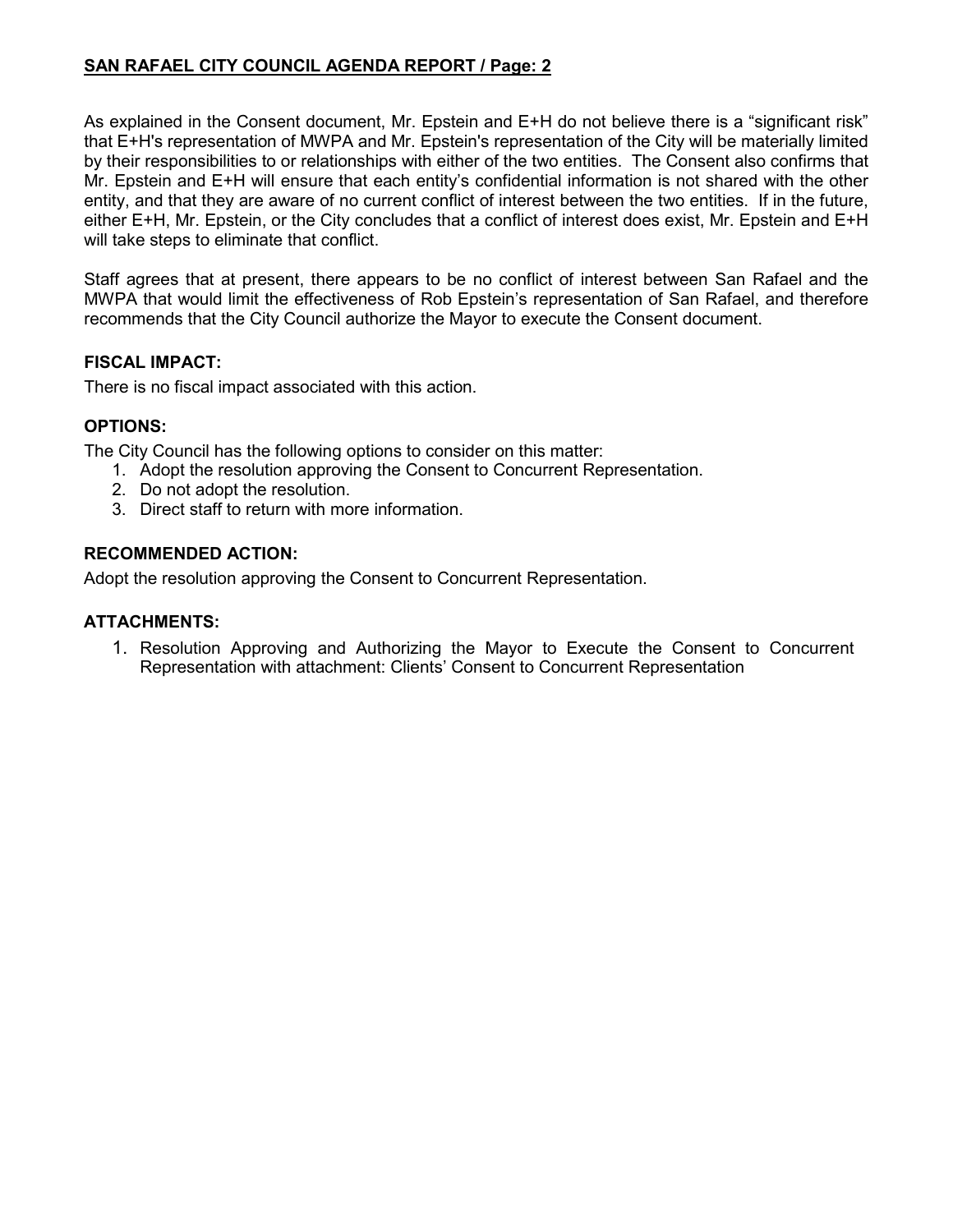As explained in the Consent document, Mr. Epstein and E+H do not believe there is a "significant risk" that E+H's representation of MWPA and Mr. Epstein's representation of the City will be materially limited by their responsibilities to or relationships with either of the two entities. The Consent also confirms that Mr. Epstein and E+H will ensure that each entity's confidential information is not shared with the other entity, and that they are aware of no current conflict of interest between the two entities. If in the future, either E+H, Mr. Epstein, or the City concludes that a conflict of interest does exist, Mr. Epstein and E+H will take steps to eliminate that conflict.

Staff agrees that at present, there appears to be no conflict of interest between San Rafael and the MWPA that would limit the effectiveness of Rob Epstein's representation of San Rafael, and therefore recommends that the City Council authorize the Mayor to execute the Consent document.

## FISCAL IMPACT:

There is no fiscal impact associated with this action.

## OPTIONS:

The City Council has the following options to consider on this matter:

1. Adopt the resolution approving the Consent to Concurrent Representation.
2. Do not adopt the resolution.
3. Direct staff to return with more information.

## RECOMMENDED ACTION:

Adopt the resolution approving the Consent to Concurrent Representation.

## ATTACHMENTS:

1. Resolution Approving and Authorizing the Mayor to Execute the Consent to Concurrent Representation with attachment: Clients' Consent to Concurrent Representation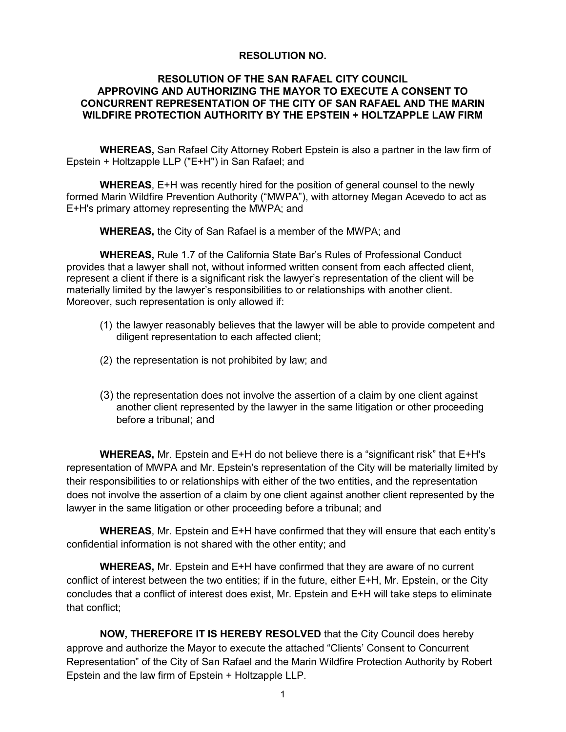**RESOLUTION NO.**

**RESOLUTION OF THE SAN RAFAEL CITY COUNCIL APPROVING AND AUTHORIZING THE MAYOR TO EXECUTE A CONSENT TO CONCURRENT REPRESENTATION OF THE CITY OF SAN RAFAEL AND THE MARIN WILDFIRE PROTECTION AUTHORITY BY THE EPSTEIN + HOLTZAPPLE LAW FIRM**

**WHEREAS,** San Rafael City Attorney Robert Epstein is also a partner in the law firm of Epstein + Holtzapple LLP ("E+H") in San Rafael; and

**WHEREAS**, E+H was recently hired for the position of general counsel to the newly formed Marin Wildfire Prevention Authority ("MWPA"), with attorney Megan Acevedo to act as E+H's primary attorney representing the MWPA; and

**WHEREAS,** the City of San Rafael is a member of the MWPA; and

**WHEREAS,** Rule 1.7 of the California State Bar's Rules of Professional Conduct provides that a lawyer shall not, without informed written consent from each affected client, represent a client if there is a significant risk the lawyer's representation of the client will be materially limited by the lawyer's responsibilities to or relationships with another client. Moreover, such representation is only allowed if:

(1) the lawyer reasonably believes that the lawyer will be able to provide competent and diligent representation to each affected client;

(2) the representation is not prohibited by law; and

(3) the representation does not involve the assertion of a claim by one client against another client represented by the lawyer in the same litigation or other proceeding before a tribunal; and

**WHEREAS,** Mr. Epstein and E+H do not believe there is a "significant risk" that E+H's representation of MWPA and Mr. Epstein's representation of the City will be materially limited by their responsibilities to or relationships with either of the two entities, and the representation does not involve the assertion of a claim by one client against another client represented by the lawyer in the same litigation or other proceeding before a tribunal; and

**WHEREAS**, Mr. Epstein and E+H have confirmed that they will ensure that each entity's confidential information is not shared with the other entity; and

**WHEREAS,** Mr. Epstein and E+H have confirmed that they are aware of no current conflict of interest between the two entities; if in the future, either E+H, Mr. Epstein, or the City concludes that a conflict of interest does exist, Mr. Epstein and E+H will take steps to eliminate that conflict;

**NOW, THEREFORE IT IS HEREBY RESOLVED** that the City Council does hereby approve and authorize the Mayor to execute the attached "Clients' Consent to Concurrent Representation" of the City of San Rafael and the Marin Wildfire Protection Authority by Robert Epstein and the law firm of Epstein + Holtzapple LLP.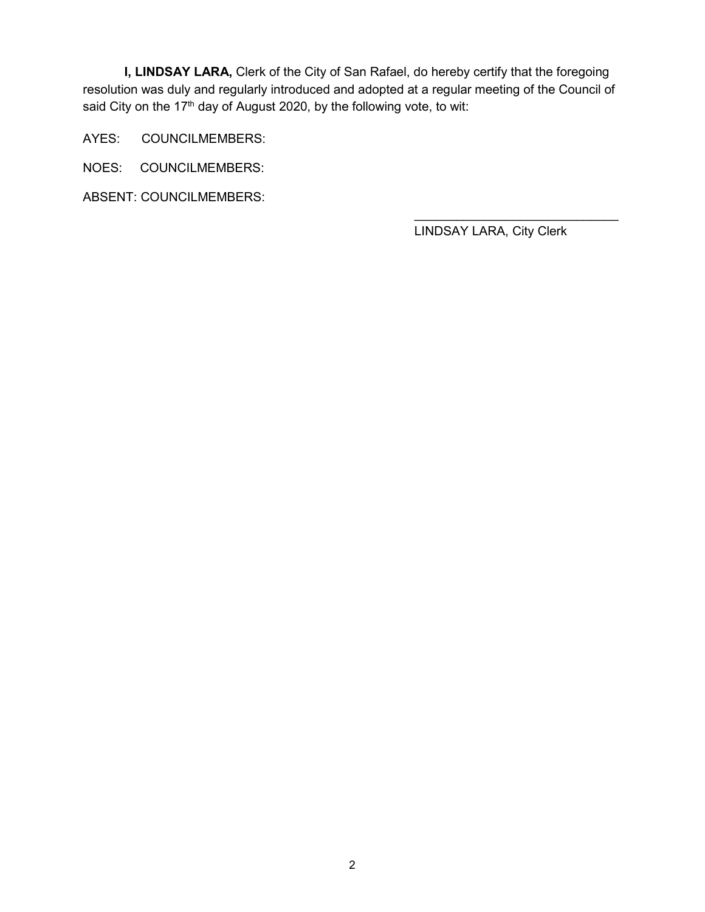**I, LINDSAY LARA,** Clerk of the City of San Rafael, do hereby certify that the foregoing resolution was duly and regularly introduced and adopted at a regular meeting of the Council of said City on the 17th day of August 2020, by the following vote, to wit:

AYES: COUNCILMEMBERS:

NOES: COUNCILMEMBERS:

ABSENT: COUNCILMEMBERS:

______________________________
LINDSAY LARA, City Clerk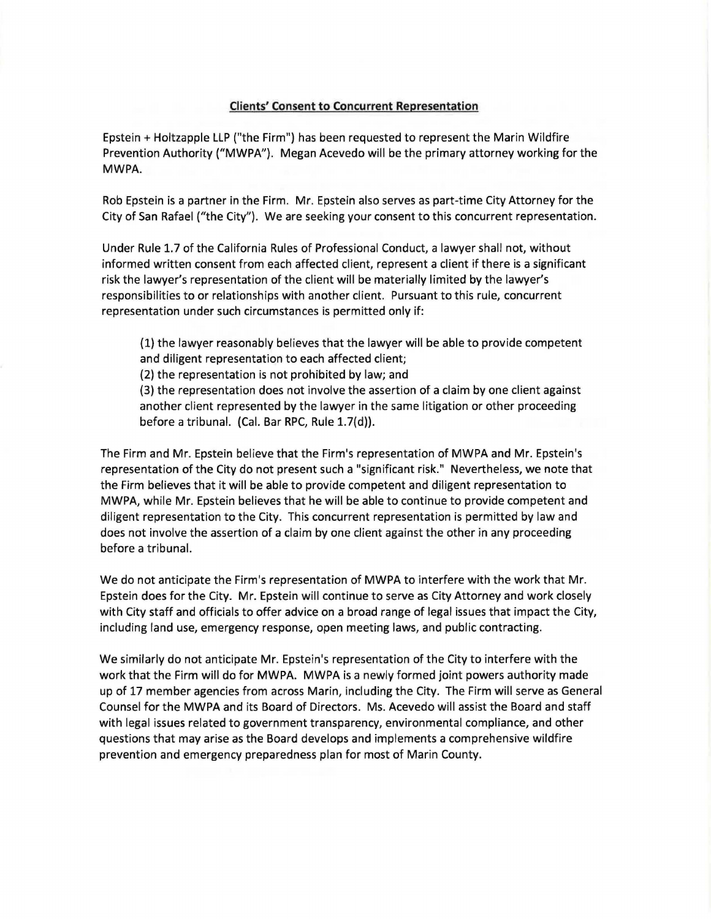**Clients' Consent to Concurrent Representation**

Epstein + Holtzapple LLP ("the Firm") has been requested to represent the Marin Wildfire Prevention Authority ("MWPA"). Megan Acevedo will be the primary attorney working for the MWPA.

Rob Epstein is a partner in the Firm. Mr. Epstein also serves as part-time City Attorney for the City of San Rafael ("the City"). We are seeking your consent to this concurrent representation.

Under Rule 1.7 of the California Rules of Professional Conduct, a lawyer shall not, without informed written consent from each affected client, represent a client if there is a significant risk the lawyer's representation of the client will be materially limited by the lawyer's responsibilities to or relationships with another client. Pursuant to this rule, concurrent representation under such circumstances is permitted only if:

> (1) the lawyer reasonably believes that the lawyer will be able to provide competent and diligent representation to each affected client;
> (2) the representation is not prohibited by law; and
> (3) the representation does not involve the assertion of a claim by one client against another client represented by the lawyer in the same litigation or other proceeding before a tribunal. (Cal. Bar RPC, Rule 1.7(d)).

The Firm and Mr. Epstein believe that the Firm's representation of MWPA and Mr. Epstein's representation of the City do not present such a "significant risk." Nevertheless, we note that the Firm believes that it will be able to provide competent and diligent representation to MWPA, while Mr. Epstein believes that he will be able to continue to provide competent and diligent representation to the City. This concurrent representation is permitted by law and does not involve the assertion of a claim by one client against the other in any proceeding before a tribunal.

We do not anticipate the Firm's representation of MWPA to interfere with the work that Mr. Epstein does for the City. Mr. Epstein will continue to serve as City Attorney and work closely with City staff and officials to offer advice on a broad range of legal issues that impact the City, including land use, emergency response, open meeting laws, and public contracting.

We similarly do not anticipate Mr. Epstein's representation of the City to interfere with the work that the Firm will do for MWPA. MWPA is a newly formed joint powers authority made up of 17 member agencies from across Marin, including the City. The Firm will serve as General Counsel for the MWPA and its Board of Directors. Ms. Acevedo will assist the Board and staff with legal issues related to government transparency, environmental compliance, and other questions that may arise as the Board develops and implements a comprehensive wildfire prevention and emergency preparedness plan for most of Marin County.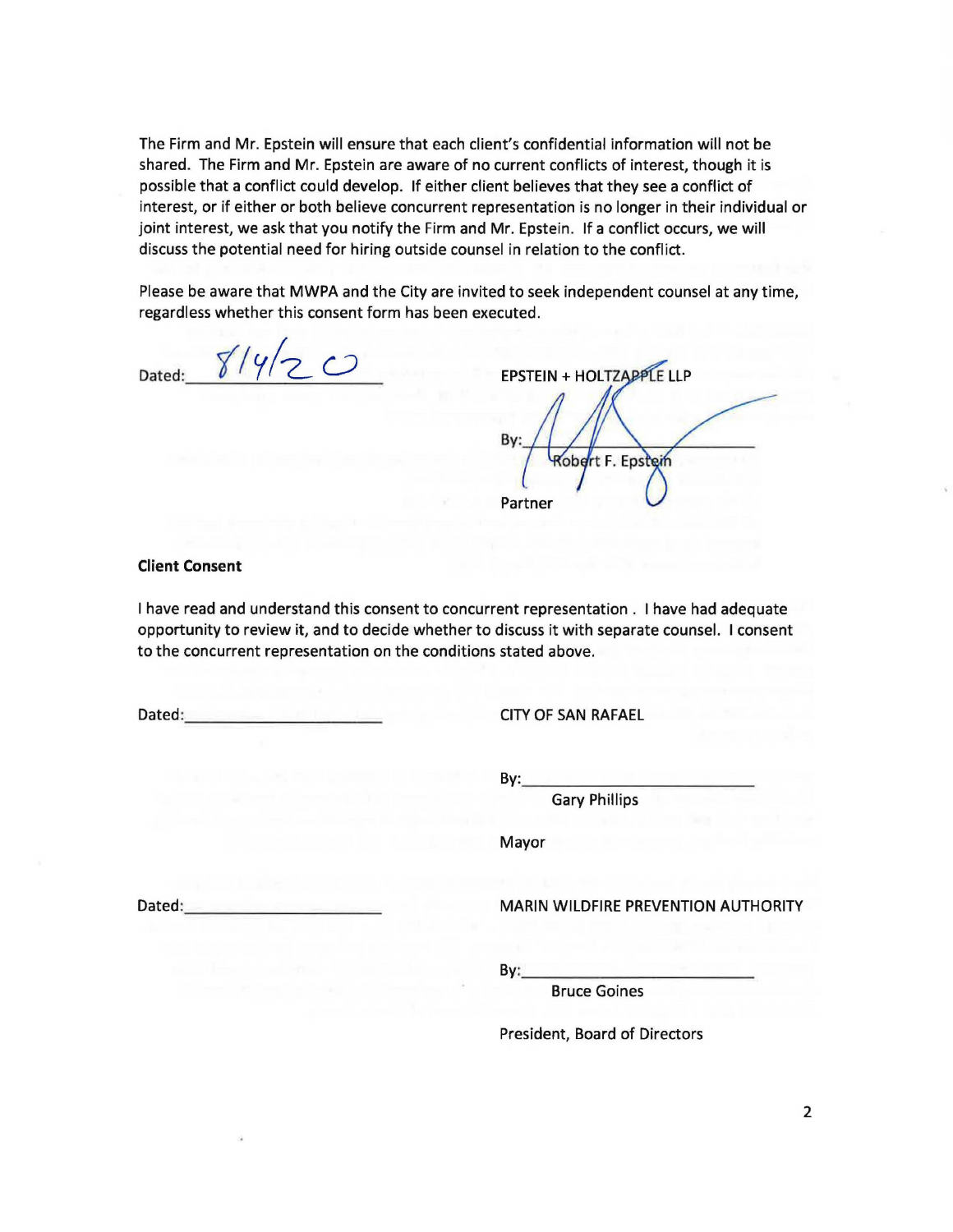The Firm and Mr. Epstein will ensure that each client's confidential information will not be shared. The Firm and Mr. Epstein are aware of no current conflicts of interest, though it is possible that a conflict could develop. If either client believes that they see a conflict of interest, or if either or both believe concurrent representation is no longer in their individual or joint interest, we ask that you notify the Firm and Mr. Epstein. If a conflict occurs, we will discuss the potential need for hiring outside counsel in relation to the conflict.

Please be aware that MWPA and the City are invited to seek independent counsel at any time, regardless whether this consent form has been executed.

Dated: 8/4/20

EPSTEIN + HOLTZAPPLE LLP

By: ______________________
Robert F. Epstein
Partner

**Client Consent**

I have read and understand this consent to concurrent representation . I have had adequate opportunity to review it, and to decide whether to discuss it with separate counsel. I consent to the concurrent representation on the conditions stated above.

Dated: ______________________

CITY OF SAN RAFAEL

By: ______________________
Gary Phillips
Mayor

Dated: ______________________

MARIN WILDFIRE PREVENTION AUTHORITY

By: ______________________
Bruce Goines
President, Board of Directors